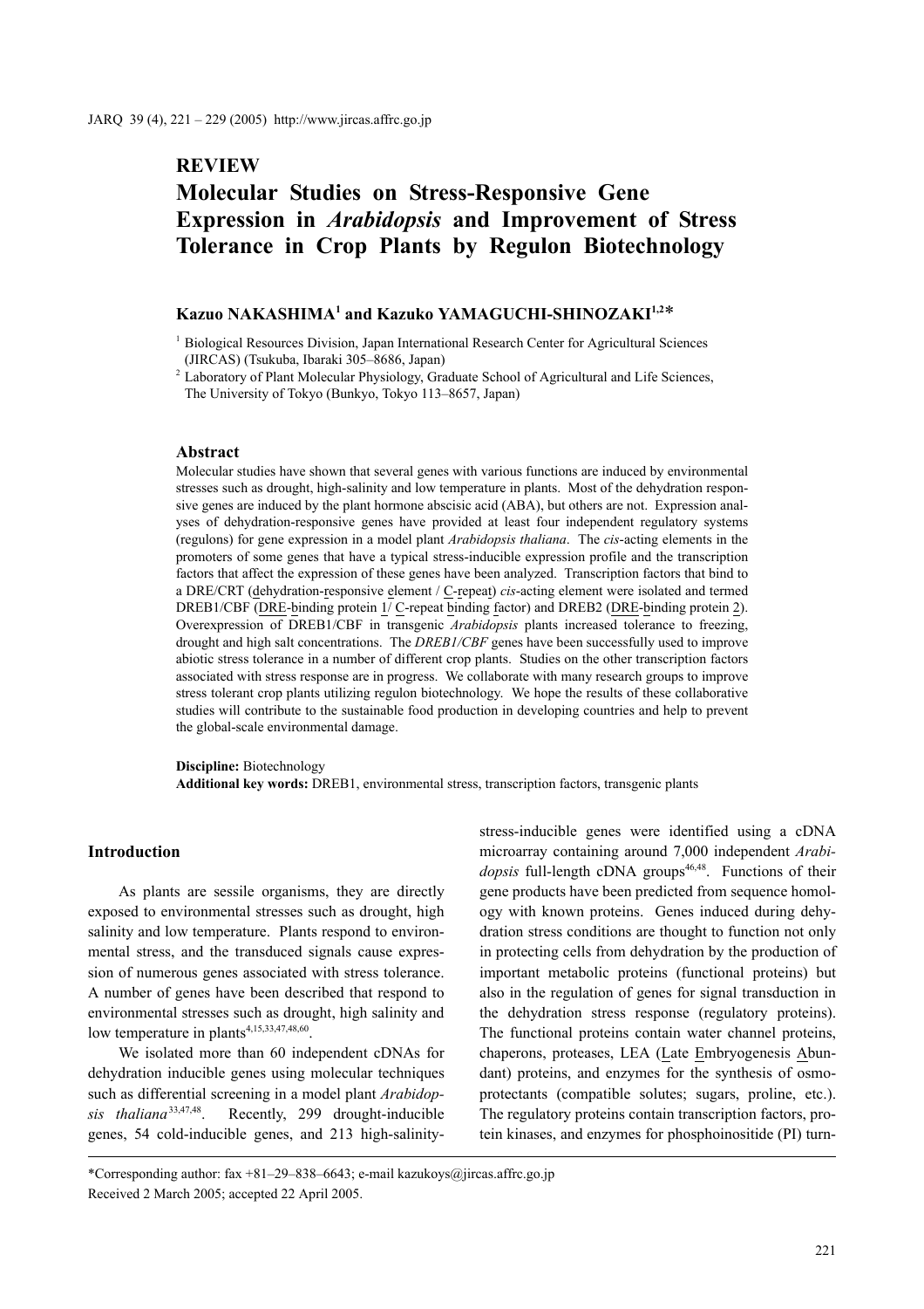## REVIEW

# Molecular Studies on Stress-Responsive Gene Expression in *Arabidopsis* and Improvement of Stress Tolerance in Crop Plants by Regulon Biotechnology

**Kazuo NAKASHIMA[1] and Kazuko YAMAGUCHI-SHINOZAKI[1,2]***

[1] Biological Resources Division, Japan International Research Center for Agricultural Sciences (JIRCAS) (Tsukuba, Ibaraki 305–8686, Japan)

[2] Laboratory of Plant Molecular Physiology, Graduate School of Agricultural and Life Sciences, The University of Tokyo (Bunkyo, Tokyo 113–8657, Japan)

### Abstract

Molecular studies have shown that several genes with various functions are induced by environmental stresses such as drought, high-salinity and low temperature in plants. Most of the dehydration responsive genes are induced by the plant hormone abscisic acid (ABA), but others are not. Expression analyses of dehydration-responsive genes have provided at least four independent regulatory systems (regulons) for gene expression in a model plant *Arabidopsis thaliana*. The *cis*-acting elements in the promoters of some genes that have a typical stress-inducible expression profile and the transcription factors that affect the expression of these genes have been analyzed. Transcription factors that bind to a DRE/CRT (dehydration-responsive element / C-repeat) *cis*-acting element were isolated and termed DREB1/CBF (DRE-binding protein 1/ C-repeat binding factor) and DREB2 (DRE-binding protein 2). Overexpression of DREB1/CBF in transgenic *Arabidopsis* plants increased tolerance to freezing, drought and high salt concentrations. The *DREB1/CBF* genes have been successfully used to improve abiotic stress tolerance in a number of different crop plants. Studies on the other transcription factors associated with stress response are in progress. We collaborate with many research groups to improve stress tolerant crop plants utilizing regulon biotechnology. We hope the results of these collaborative studies will contribute to the sustainable food production in developing countries and help to prevent the global-scale environmental damage.

**Discipline:** Biotechnology
**Additional key words:** DREB1, environmental stress, transcription factors, transgenic plants

### Introduction

As plants are sessile organisms, they are directly exposed to environmental stresses such as drought, high salinity and low temperature. Plants respond to environmental stress, and the transduced signals cause expression of numerous genes associated with stress tolerance. A number of genes have been described that respond to environmental stresses such as drought, high salinity and low temperature in plants[4,15,33,47,48,60].

We isolated more than 60 independent cDNAs for dehydration inducible genes using molecular techniques such as differential screening in a model plant *Arabidopsis thaliana*[33,47,48]. Recently, 299 drought-inducible genes, 54 cold-inducible genes, and 213 high-salinity-stress-inducible genes were identified using a cDNA microarray containing around 7,000 independent *Arabidopsis* full-length cDNA groups[46,48]. Functions of their gene products have been predicted from sequence homology with known proteins. Genes induced during dehydration stress conditions are thought to function not only in protecting cells from dehydration by the production of important metabolic proteins (functional proteins) but also in the regulation of genes for signal transduction in the dehydration stress response (regulatory proteins). The functional proteins contain water channel proteins, chaperons, proteases, LEA (Late Embryogenesis Abundant) proteins, and enzymes for the synthesis of osmoprotectants (compatible solutes; sugars, proline, etc.). The regulatory proteins contain transcription factors, protein kinases, and enzymes for phosphoinositide (PI) turn-

*Corresponding author: fax +81–29–838–6643; e-mail kazukoys@jircas.affrc.go.jp
Received 2 March 2005; accepted 22 April 2005.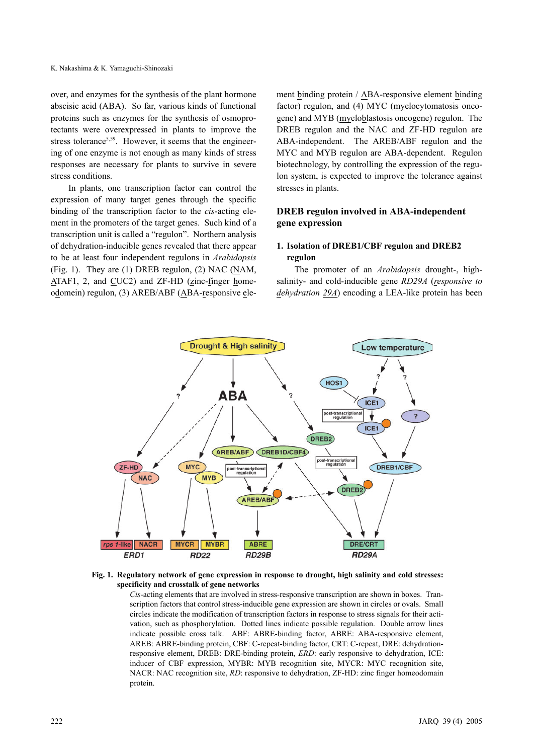over, and enzymes for the synthesis of the plant hormone abscisic acid (ABA). So far, various kinds of functional proteins such as enzymes for the synthesis of osmoprotectants were overexpressed in plants to improve the stress tolerance[5,59]. However, it seems that the engineering of one enzyme is not enough as many kinds of stress responses are necessary for plants to survive in severe stress conditions.

In plants, one transcription factor can control the expression of many target genes through the specific binding of the transcription factor to the *cis*-acting element in the promoters of the target genes. Such kind of a transcription unit is called a "regulon". Northern analysis of dehydration-inducible genes revealed that there appear to be at least four independent regulons in *Arabidopsis* (Fig. 1). They are (1) DREB regulon, (2) NAC (NAM, ATAF1, 2, and CUC2) and ZF-HD (zinc-finger homeodomein) regulon, (3) AREB/ABF (ABA-responsive element binding protein / ABA-responsive element binding factor) regulon, and (4) MYC (myelocytomatosis oncogene) and MYB (myeloblastosis oncogene) regulon. The DREB regulon and the NAC and ZF-HD regulon are ABA-independent. The AREB/ABF regulon and the MYC and MYB regulon are ABA-dependent. Regulon biotechnology, by controlling the expression of the regulon system, is expected to improve the tolerance against stresses in plants.

## DREB regulon involved in ABA-independent gene expression

### 1. Isolation of DREB1/CBF regulon and DREB2 regulon

The promoter of an *Arabidopsis* drought-, high-salinity- and cold-inducible gene *RD29A* (*responsive to dehydration 29A*) encoding a LEA-like protein has been

**Fig. 1. Regulatory network of gene expression in response to drought, high salinity and cold stresses: specificity and crosstalk of gene networks**

*Cis*-acting elements that are involved in stress-responsive transcription are shown in boxes. Transcription factors that control stress-inducible gene expression are shown in circles or ovals. Small circles indicate the modification of transcription factors in response to stress signals for their activation, such as phosphorylation. Dotted lines indicate possible regulation. Double arrow lines indicate possible cross talk. ABF: ABRE-binding factor, ABRE: ABA-responsive element, AREB: ABRE-binding protein, CBF: C-repeat-binding factor, CRT: C-repeat, DRE: dehydration-responsive element, DREB: DRE-binding protein, *ERD*: early responsive to dehydration, ICE: inducer of CBF expression, MYBR: MYB recognition site, MYCR: MYC recognition site, NACR: NAC recognition site, *RD*: responsive to dehydration, ZF-HD: zinc finger homeodomain protein.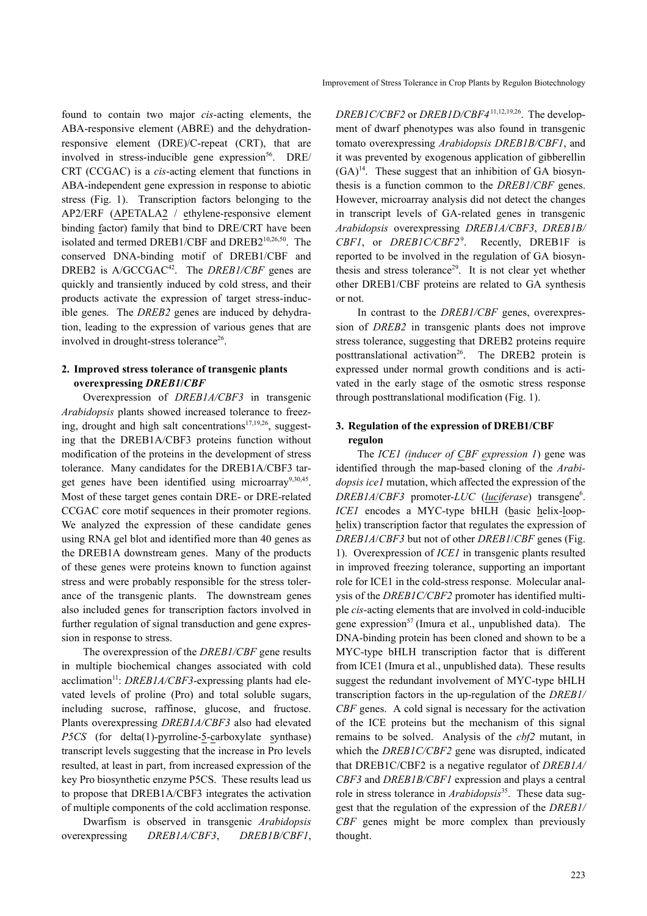found to contain two major *cis*-acting elements, the ABA-responsive element (ABRE) and the dehydration-responsive element (DRE)/C-repeat (CRT), that are involved in stress-inducible gene expression[56]. DRE/CRT (CCGAC) is a *cis*-acting element that functions in ABA-independent gene expression in response to abiotic stress (Fig. 1). Transcription factors belonging to the AP2/ERF (APETALA2 / ethylene-responsive element binding factor) family that bind to DRE/CRT have been isolated and termed DREB1/CBF and DREB2[10,26,50]. The conserved DNA-binding motif of DREB1/CBF and DREB2 is A/GCCGAC[42]. The *DREB1/CBF* genes are quickly and transiently induced by cold stress, and their products activate the expression of target stress-inducible genes. The *DREB2* genes are induced by dehydration, leading to the expression of various genes that are involved in drought-stress tolerance[26].

## 2. Improved stress tolerance of transgenic plants overexpressing *DREB1/CBF*

Overexpression of *DREB1A/CBF3* in transgenic *Arabidopsis* plants showed increased tolerance to freezing, drought and high salt concentrations[17,19,26], suggesting that the DREB1A/CBF3 proteins function without modification of the proteins in the development of stress tolerance. Many candidates for the DREB1A/CBF3 target genes have been identified using microarray[9,30,45]. Most of these target genes contain DRE- or DRE-related CCGAC core motif sequences in their promoter regions. We analyzed the expression of these candidate genes using RNA gel blot and identified more than 40 genes as the DREB1A downstream genes. Many of the products of these genes were proteins known to function against stress and were probably responsible for the stress tolerance of the transgenic plants. The downstream genes also included genes for transcription factors involved in further regulation of signal transduction and gene expression in response to stress.

The overexpression of the *DREB1/CBF* gene results in multiple biochemical changes associated with cold acclimation[11]: *DREB1A/CBF3*-expressing plants had elevated levels of proline (Pro) and total soluble sugars, including sucrose, raffinose, glucose, and fructose. Plants overexpressing *DREB1A/CBF3* also had elevated *P5CS* (for delta(1)-pyrroline-5-carboxylate synthase) transcript levels suggesting that the increase in Pro levels resulted, at least in part, from increased expression of the key Pro biosynthetic enzyme P5CS. These results lead us to propose that DREB1A/CBF3 integrates the activation of multiple components of the cold acclimation response.

Dwarfism is observed in transgenic *Arabidopsis* overexpressing *DREB1A/CBF3*, *DREB1B/CBF1*, *DREB1C/CBF2* or *DREB1D/CBF4*[11,12,19,26]. The development of dwarf phenotypes was also found in transgenic tomato overexpressing *Arabidopsis DREB1B/CBF1*, and it was prevented by exogenous application of gibberellin (GA)[14]. These suggest that an inhibition of GA biosynthesis is a function common to the *DREB1/CBF* genes. However, microarray analysis did not detect the changes in transcript levels of GA-related genes in transgenic *Arabidopsis* overexpressing *DREB1A/CBF3*, *DREB1B/CBF1*, or *DREB1C/CBF2*[9]. Recently, DREB1F is reported to be involved in the regulation of GA biosynthesis and stress tolerance[29]. It is not clear yet whether other DREB1/CBF proteins are related to GA synthesis or not.

In contrast to the *DREB1/CBF* genes, overexpression of *DREB2* in transgenic plants does not improve stress tolerance, suggesting that DREB2 proteins require posttranslational activation[26]. The DREB2 protein is expressed under normal growth conditions and is activated in the early stage of the osmotic stress response through posttranslational modification (Fig. 1).

## 3. Regulation of the expression of DREB1/CBF regulon

The *ICE1 (inducer of CBF expression 1*) gene was identified through the map-based cloning of the *Arabidopsis ice1* mutation, which affected the expression of the *DREB1A*/*CBF3* promoter-*LUC* (*luciferase*) transgene[6]. *ICE1* encodes a MYC-type bHLH (basic helix-loop-helix) transcription factor that regulates the expression of *DREB1A*/*CBF3* but not of other *DREB1*/*CBF* genes (Fig. 1). Overexpression of *ICE1* in transgenic plants resulted in improved freezing tolerance, supporting an important role for ICE1 in the cold-stress response. Molecular analysis of the *DREB1C/CBF2* promoter has identified multiple *cis*-acting elements that are involved in cold-inducible gene expression[57] (Imura et al., unpublished data). The DNA-binding protein has been cloned and shown to be a MYC-type bHLH transcription factor that is different from ICE1 (Imura et al., unpublished data). These results suggest the redundant involvement of MYC-type bHLH transcription factors in the up-regulation of the *DREB1/CBF* genes. A cold signal is necessary for the activation of the ICE proteins but the mechanism of this signal remains to be solved. Analysis of the *cbf2* mutant, in which the *DREB1C/CBF2* gene was disrupted, indicated that DREB1C/CBF2 is a negative regulator of *DREB1A/CBF3* and *DREB1B/CBF1* expression and plays a central role in stress tolerance in *Arabidopsis*[35]. These data suggest that the regulation of the expression of the *DREB1/CBF* genes might be more complex than previously thought.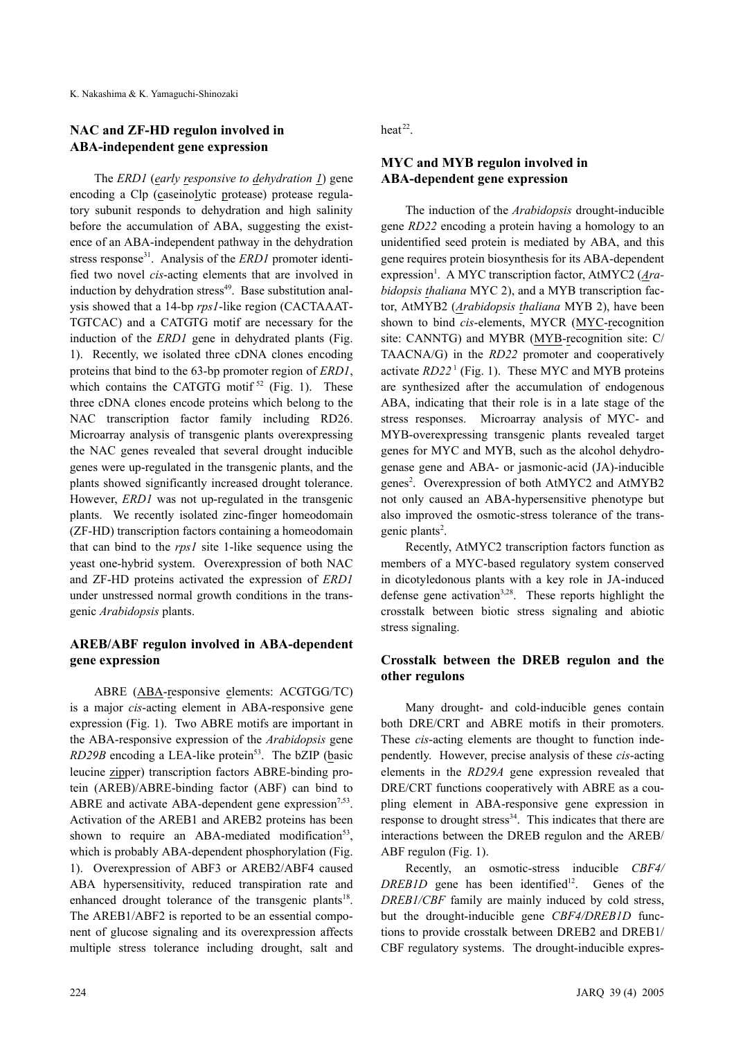## NAC and ZF-HD regulon involved in ABA-independent gene expression

The *ERD1* (*early responsive to dehydration 1*) gene encoding a Clp (caseinolytic protease) protease regulatory subunit responds to dehydration and high salinity before the accumulation of ABA, suggesting the existence of an ABA-independent pathway in the dehydration stress response[31]. Analysis of the *ERD1* promoter identified two novel *cis*-acting elements that are involved in induction by dehydration stress[49]. Base substitution analysis showed that a 14-bp *rps1*-like region (CACTAAATTGTCAC) and a CATGTG motif are necessary for the induction of the *ERD1* gene in dehydrated plants (Fig. 1). Recently, we isolated three cDNA clones encoding proteins that bind to the 63-bp promoter region of *ERD1*, which contains the CATGTG motif [52] (Fig. 1). These three cDNA clones encode proteins which belong to the NAC transcription factor family including RD26. Microarray analysis of transgenic plants overexpressing the NAC genes revealed that several drought inducible genes were up-regulated in the transgenic plants, and the plants showed significantly increased drought tolerance. However, *ERD1* was not up-regulated in the transgenic plants. We recently isolated zinc-finger homeodomain (ZF-HD) transcription factors containing a homeodomain that can bind to the *rps1* site 1-like sequence using the yeast one-hybrid system. Overexpression of both NAC and ZF-HD proteins activated the expression of *ERD1* under unstressed normal growth conditions in the transgenic *Arabidopsis* plants.

## AREB/ABF regulon involved in ABA-dependent gene expression

ABRE (ABA-responsive elements: ACGTGG/TC) is a major *cis*-acting element in ABA-responsive gene expression (Fig. 1). Two ABRE motifs are important in the ABA-responsive expression of the *Arabidopsis* gene *RD29B* encoding a LEA-like protein[53]. The bZIP (basic leucine zipper) transcription factors ABRE-binding protein (AREB)/ABRE-binding factor (ABF) can bind to ABRE and activate ABA-dependent gene expression[7,53]. Activation of the AREB1 and AREB2 proteins has been shown to require an ABA-mediated modification[53], which is probably ABA-dependent phosphorylation (Fig. 1). Overexpression of ABF3 or AREB2/ABF4 caused ABA hypersensitivity, reduced transpiration rate and enhanced drought tolerance of the transgenic plants[18]. The AREB1/ABF2 is reported to be an essential component of glucose signaling and its overexpression affects multiple stress tolerance including drought, salt and heat[22].

## MYC and MYB regulon involved in ABA-dependent gene expression

The induction of the *Arabidopsis* drought-inducible gene *RD22* encoding a protein having a homology to an unidentified seed protein is mediated by ABA, and this gene requires protein biosynthesis for its ABA-dependent expression[1]. A MYC transcription factor, AtMYC2 (*Arabidopsis thaliana* MYC 2), and a MYB transcription factor, AtMYB2 (*Arabidopsis thaliana* MYB 2), have been shown to bind *cis*-elements, MYCR (MYC-recognition site: CANNTG) and MYBR (MYB-recognition site: C/TAACNA/G) in the *RD22* promoter and cooperatively activate *RD22* [1] (Fig. 1). These MYC and MYB proteins are synthesized after the accumulation of endogenous ABA, indicating that their role is in a late stage of the stress responses. Microarray analysis of MYC- and MYB-overexpressing transgenic plants revealed target genes for MYC and MYB, such as the alcohol dehydrogenase gene and ABA- or jasmonic-acid (JA)-inducible genes[2]. Overexpression of both AtMYC2 and AtMYB2 not only caused an ABA-hypersensitive phenotype but also improved the osmotic-stress tolerance of the transgenic plants[2].

Recently, AtMYC2 transcription factors function as members of a MYC-based regulatory system conserved in dicotyledonous plants with a key role in JA-induced defense gene activation[3,28]. These reports highlight the crosstalk between biotic stress signaling and abiotic stress signaling.

## Crosstalk between the DREB regulon and the other regulons

Many drought- and cold-inducible genes contain both DRE/CRT and ABRE motifs in their promoters. These *cis*-acting elements are thought to function independently. However, precise analysis of these *cis*-acting elements in the *RD29A* gene expression revealed that DRE/CRT functions cooperatively with ABRE as a coupling element in ABA-responsive gene expression in response to drought stress[34]. This indicates that there are interactions between the DREB regulon and the AREB/ABF regulon (Fig. 1).

Recently, an osmotic-stress inducible *CBF4/DREB1D* gene has been identified[12]. Genes of the *DREB1/CBF* family are mainly induced by cold stress, but the drought-inducible gene *CBF4/DREB1D* functions to provide crosstalk between DREB2 and DREB1/CBF regulatory systems. The drought-inducible expres-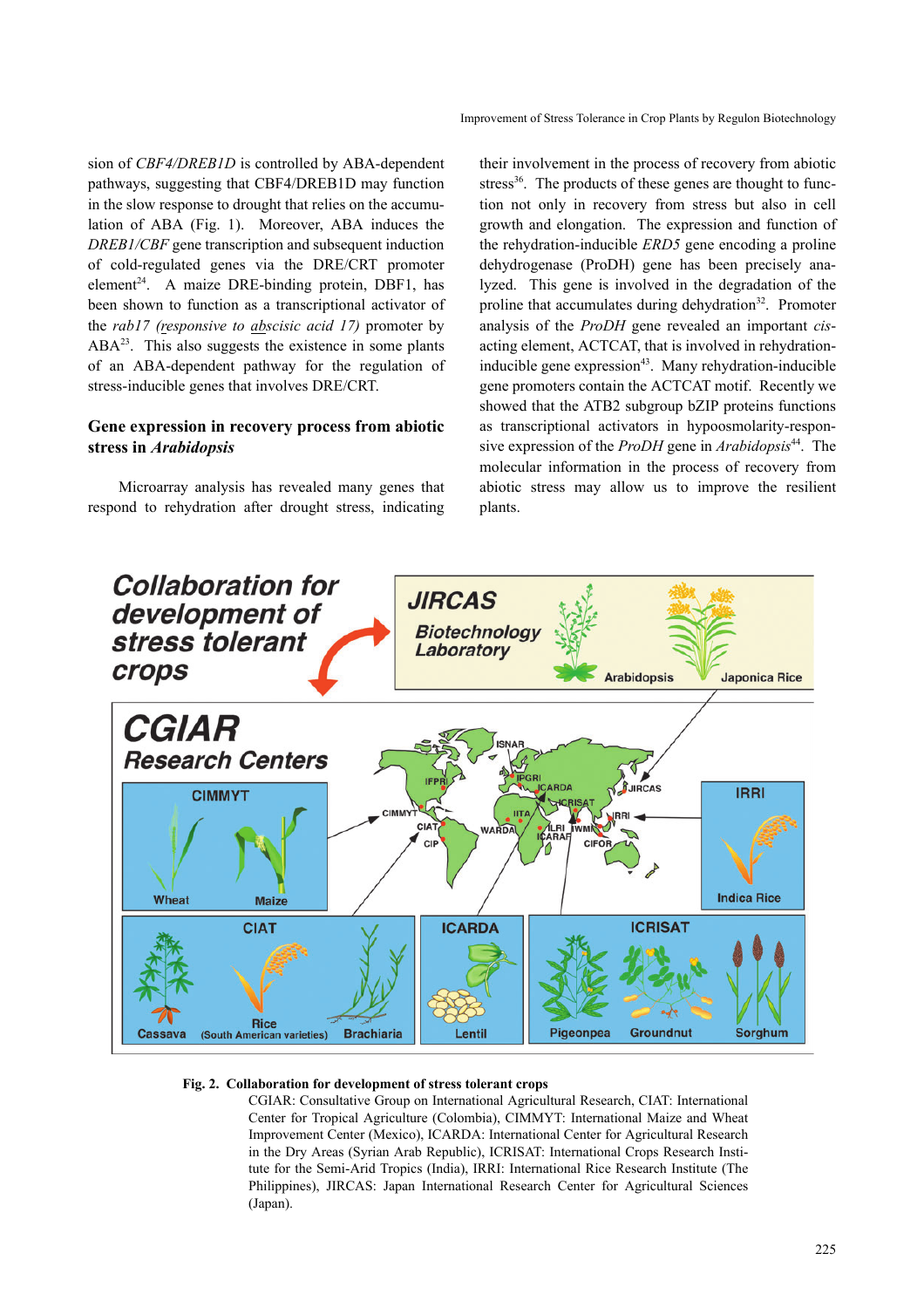sion of *CBF4/DREB1D* is controlled by ABA-dependent pathways, suggesting that CBF4/DREB1D may function in the slow response to drought that relies on the accumulation of ABA (Fig. 1). Moreover, ABA induces the *DREB1/CBF* gene transcription and subsequent induction of cold-regulated genes via the DRE/CRT promoter element[24]. A maize DRE-binding protein, DBF1, has been shown to function as a transcriptional activator of the *rab17 (responsive to abscisic acid 17)* promoter by ABA[23]. This also suggests the existence in some plants of an ABA-dependent pathway for the regulation of stress-inducible genes that involves DRE/CRT.

## Gene expression in recovery process from abiotic stress in *Arabidopsis*

Microarray analysis has revealed many genes that respond to rehydration after drought stress, indicating their involvement in the process of recovery from abiotic stress[36]. The products of these genes are thought to function not only in recovery from stress but also in cell growth and elongation. The expression and function of the rehydration-inducible *ERD5* gene encoding a proline dehydrogenase (ProDH) gene has been precisely analyzed. This gene is involved in the degradation of the proline that accumulates during dehydration[32]. Promoter analysis of the *ProDH* gene revealed an important *cis*-acting element, ACTCAT, that is involved in rehydration-inducible gene expression[43]. Many rehydration-inducible gene promoters contain the ACTCAT motif. Recently we showed that the ATB2 subgroup bZIP proteins functions as transcriptional activators in hypoosmolarity-responsive expression of the *ProDH* gene in *Arabidopsis*[44]. The molecular information in the process of recovery from abiotic stress may allow us to improve the resilient plants.

**Fig. 2. Collaboration for development of stress tolerant crops**

CGIAR: Consultative Group on International Agricultural Research, CIAT: International Center for Tropical Agriculture (Colombia), CIMMYT: International Maize and Wheat Improvement Center (Mexico), ICARDA: International Center for Agricultural Research in the Dry Areas (Syrian Arab Republic), ICRISAT: International Crops Research Institute for the Semi-Arid Tropics (India), IRRI: International Rice Research Institute (The Philippines), JIRCAS: Japan International Research Center for Agricultural Sciences (Japan).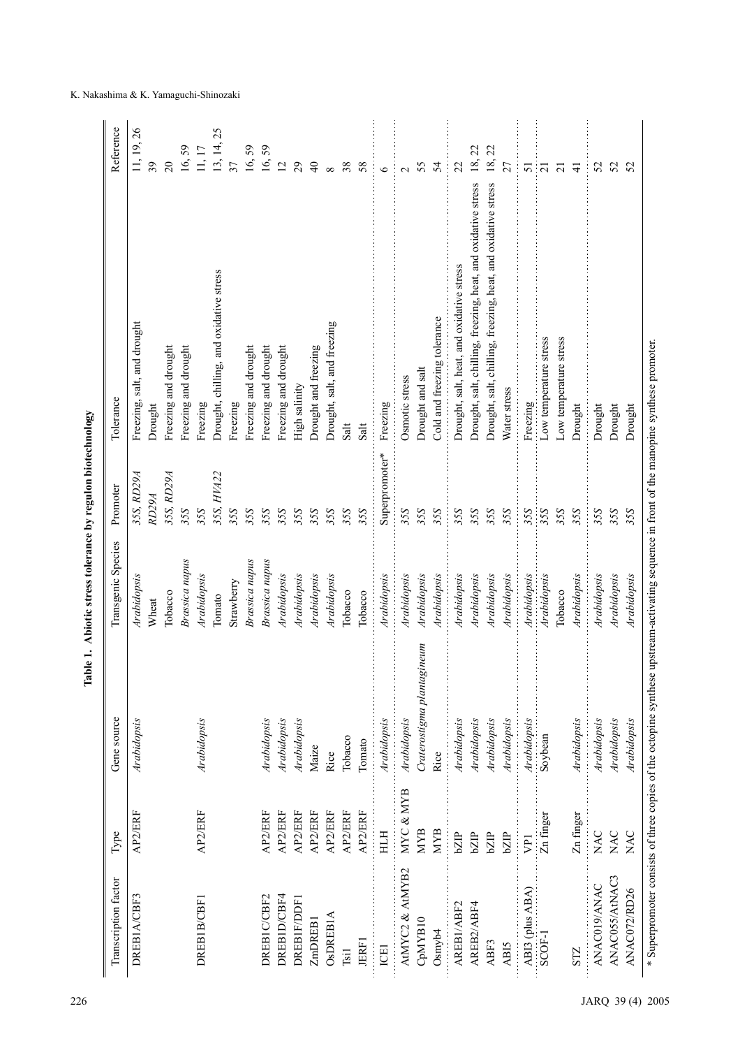**Table 1. Abiotic stress tolerance by regulon biotechnology**

| Transcription factor | Type | Gene source | Transgenic Species | Promoter | Tolerance | Reference |
|---|---|---|---|---|---|---|
| DREB1A/CBF3 | AP2/ERF | *Arabidopsis* | *Arabidopsis* | *35S, RD29A* | Freezing, salt, and drought | 11, 19, 26 |
| | | | Wheat | *RD29A* | Drought | 39 |
| | | | Tobacco | *35S, RD29A* | Freezing and drought | 20 |
| | | | *Brassica napus* | *35S* | Freezing and drought | 16, 59 |
| DREB1B/CBF1 | AP2/ERF | *Arabidopsis* | *Arabidopsis* | *35S* | Freezing | 11, 17 |
| | | | Tomato | *35S, HVA22* | Drought, chilling, and oxidative stress | 13, 14, 25 |
| | | | Strawberry | *35S* | Freezing | 37 |
| | | | *Brassica napus* | *35S* | Freezing and drought | 16, 59 |
| DREB1C/CBF2 | AP2/ERF | *Arabidopsis* | *Brassica napus* | *35S* | Freezing and drought | 16, 59 |
| DREB1D/CBF4 | AP2/ERF | *Arabidopsis* | *Arabidopsis* | *35S* | Freezing and drought | 12 |
| DREB1F/DDF1 | AP2/ERF | *Arabidopsis* | *Arabidopsis* | *35S* | High salinity | 29 |
| ZmDREB1 | AP2/ERF | Maize | *Arabidopsis* | *35S* | Drought and freezing | 40 |
| OsDREB1A | AP2/ERF | Rice | *Arabidopsis* | *35S* | Drought, salt, and freezing | 8 |
| Tsi1 | AP2/ERF | Tobacco | Tobacco | *35S* | Salt | 38 |
| JERF1 | AP2/ERF | Tomato | Tobacco | *35S* | Salt | 58 |
| ICE1 | HLH | *Arabidopsis* | *Arabidopsis* | Superpromoter* | Freezing | 6 |
| AtMYC2 & AtMYB2 | MYC & MYB | *Arabidopsis* | *Arabidopsis* | *35S* | Osmotic stress | 2 |
| CpMYB10 | MYB | *Craterostigma plantagineum* | *Arabidopsis* | *35S* | Drought and salt | 55 |
| Osmyb4 | MYB | Rice | *Arabidopsis* | *35S* | Cold and freezing tolerance | 54 |
| AREB1/ABF2 | bZIP | *Arabidopsis* | *Arabidopsis* | *35S* | Drought, salt, heat, and oxidative stress | 22 |
| AREB2/ABF4 | bZIP | *Arabidopsis* | *Arabidopsis* | *35S* | Drought, salt, chilling, freezing, heat, and oxidative stress | 18, 22 |
| ABF3 | bZIP | *Arabidopsis* | *Arabidopsis* | *35S* | Drought, salt, chilling, freezing, heat, and oxidative stress | 18, 22 |
| ABI5 | bZIP | *Arabidopsis* | *Arabidopsis* | *35S* | Water stress | 27 |
| ABI3 (plus ABA) | VP1 | *Arabidopsis* | *Arabidopsis* | *35S* | Freezing | 51 |
| SCOF-1 | Zn finger | Soybean | *Arabidopsis* | *35S* | Low temperature stress | 21 |
| | | | Tobacco | *35S* | Low temperature stress | 21 |
| STZ | Zn finger | *Arabidopsis* | *Arabidopsis* | *35S* | Drought | 41 |
| ANAC019/ANAC | NAC | *Arabidopsis* | *Arabidopsis* | *35S* | Drought | 52 |
| ANAC055/AtNAC3 | NAC | *Arabidopsis* | *Arabidopsis* | *35S* | Drought | 52 |
| ANAC072/RD26 | NAC | *Arabidopsis* | *Arabidopsis* | *35S* | Drought | 52 |

* Superpromoter consists of three copies of the octopine synthese upstream-activating sequence in front of the manopine synthese promoter.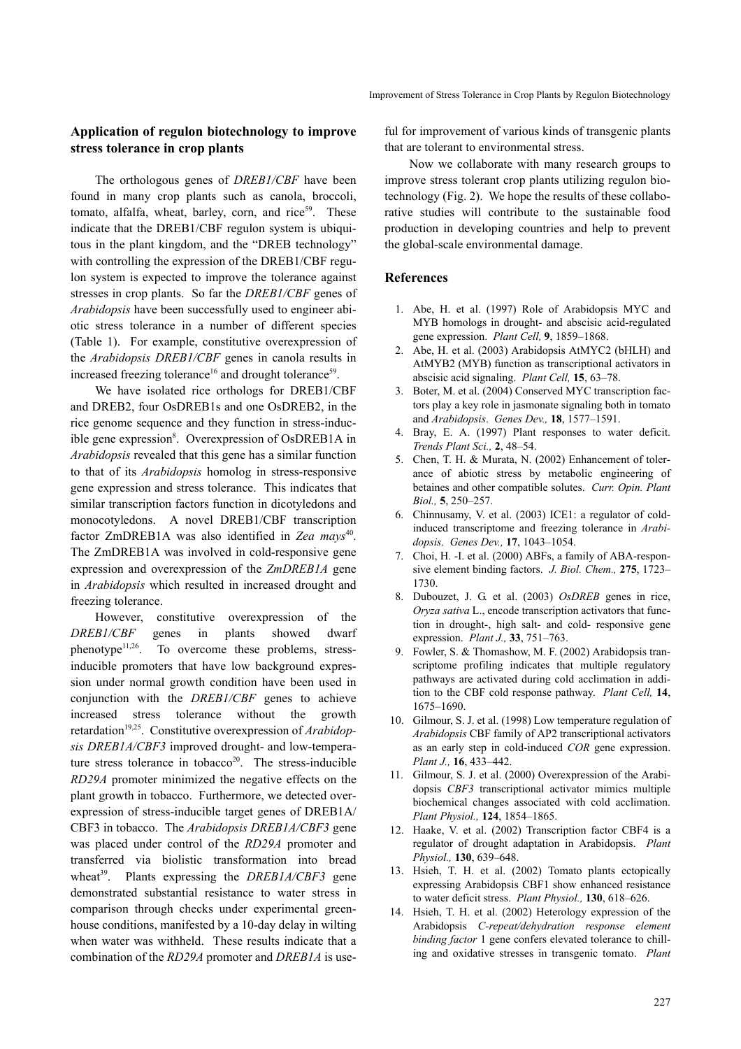## Application of regulon biotechnology to improve stress tolerance in crop plants

The orthologous genes of *DREB1/CBF* have been found in many crop plants such as canola, broccoli, tomato, alfalfa, wheat, barley, corn, and rice[59]. These indicate that the DREB1/CBF regulon system is ubiquitous in the plant kingdom, and the "DREB technology" with controlling the expression of the DREB1/CBF regulon system is expected to improve the tolerance against stresses in crop plants. So far the *DREB1/CBF* genes of *Arabidopsis* have been successfully used to engineer abiotic stress tolerance in a number of different species (Table 1). For example, constitutive overexpression of the *Arabidopsis DREB1/CBF* genes in canola results in increased freezing tolerance[16] and drought tolerance[59].

We have isolated rice orthologs for DREB1/CBF and DREB2, four OsDREB1s and one OsDREB2, in the rice genome sequence and they function in stress-inducible gene expression[8]. Overexpression of OsDREB1A in *Arabidopsis* revealed that this gene has a similar function to that of its *Arabidopsis* homolog in stress-responsive gene expression and stress tolerance. This indicates that similar transcription factors function in dicotyledons and monocotyledons. A novel DREB1/CBF transcription factor ZmDREB1A was also identified in *Zea mays*[40]. The ZmDREB1A was involved in cold-responsive gene expression and overexpression of the *ZmDREB1A* gene in *Arabidopsis* which resulted in increased drought and freezing tolerance.

However, constitutive overexpression of the *DREB1/CBF* genes in plants showed dwarf phenotype[11,26]. To overcome these problems, stress-inducible promoters that have low background expression under normal growth condition have been used in conjunction with the *DREB1/CBF* genes to achieve increased stress tolerance without the growth retardation[19,25]. Constitutive overexpression of *Arabidopsis DREB1A/CBF3* improved drought- and low-temperature stress tolerance in tobacco[20]. The stress-inducible *RD29A* promoter minimized the negative effects on the plant growth in tobacco. Furthermore, we detected overexpression of stress-inducible target genes of DREB1A/CBF3 in tobacco. The *Arabidopsis DREB1A/CBF3* gene was placed under control of the *RD29A* promoter and transferred via biolistic transformation into bread wheat[39]. Plants expressing the *DREB1A/CBF3* gene demonstrated substantial resistance to water stress in comparison through checks under experimental greenhouse conditions, manifested by a 10-day delay in wilting when water was withheld. These results indicate that a combination of the *RD29A* promoter and *DREB1A* is useful for improvement of various kinds of transgenic plants that are tolerant to environmental stress.

Now we collaborate with many research groups to improve stress tolerant crop plants utilizing regulon biotechnology (Fig. 2). We hope the results of these collaborative studies will contribute to the sustainable food production in developing countries and help to prevent the global-scale environmental damage.

## References

1. Abe, H. et al. (1997) Role of Arabidopsis MYC and MYB homologs in drought- and abscisic acid-regulated gene expression. *Plant Cell,* **9**, 1859–1868.
2. Abe, H. et al. (2003) Arabidopsis AtMYC2 (bHLH) and AtMYB2 (MYB) function as transcriptional activators in abscisic acid signaling. *Plant Cell,* **15**, 63–78.
3. Boter, M. et al. (2004) Conserved MYC transcription factors play a key role in jasmonate signaling both in tomato and *Arabidopsis*. *Genes Dev.,* **18**, 1577–1591.
4. Bray, E. A. (1997) Plant responses to water deficit. *Trends Plant Sci.,* **2**, 48–54.
5. Chen, T. H. & Murata, N. (2002) Enhancement of tolerance of abiotic stress by metabolic engineering of betaines and other compatible solutes. *Curr. Opin. Plant Biol.,* **5**, 250–257.
6. Chinnusamy, V. et al. (2003) ICE1: a regulator of cold-induced transcriptome and freezing tolerance in *Arabidopsis*. *Genes Dev.,* **17**, 1043–1054.
7. Choi, H. -I. et al. (2000) ABFs, a family of ABA-responsive element binding factors. *J. Biol. Chem.,* **275**, 1723–1730.
8. Dubouzet, J. G. et al. (2003) *OsDREB* genes in rice, *Oryza sativa* L., encode transcription activators that function in drought-, high salt- and cold- responsive gene expression. *Plant J.,* **33**, 751–763.
9. Fowler, S. & Thomashow, M. F. (2002) Arabidopsis transcriptome profiling indicates that multiple regulatory pathways are activated during cold acclimation in addition to the CBF cold response pathway. *Plant Cell,* **14**, 1675–1690.
10. Gilmour, S. J. et al. (1998) Low temperature regulation of *Arabidopsis* CBF family of AP2 transcriptional activators as an early step in cold-induced *COR* gene expression. *Plant J.,* **16**, 433–442.
11. Gilmour, S. J. et al. (2000) Overexpression of the Arabidopsis *CBF3* transcriptional activator mimics multiple biochemical changes associated with cold acclimation. *Plant Physiol.,* **124**, 1854–1865.
12. Haake, V. et al. (2002) Transcription factor CBF4 is a regulator of drought adaptation in Arabidopsis. *Plant Physiol.,* **130**, 639–648.
13. Hsieh, T. H. et al. (2002) Tomato plants ectopically expressing Arabidopsis CBF1 show enhanced resistance to water deficit stress. *Plant Physiol.,* **130**, 618–626.
14. Hsieh, T. H. et al. (2002) Heterology expression of the Arabidopsis *C-repeat/dehydration response element binding factor* 1 gene confers elevated tolerance to chilling and oxidative stresses in transgenic tomato. *Plant*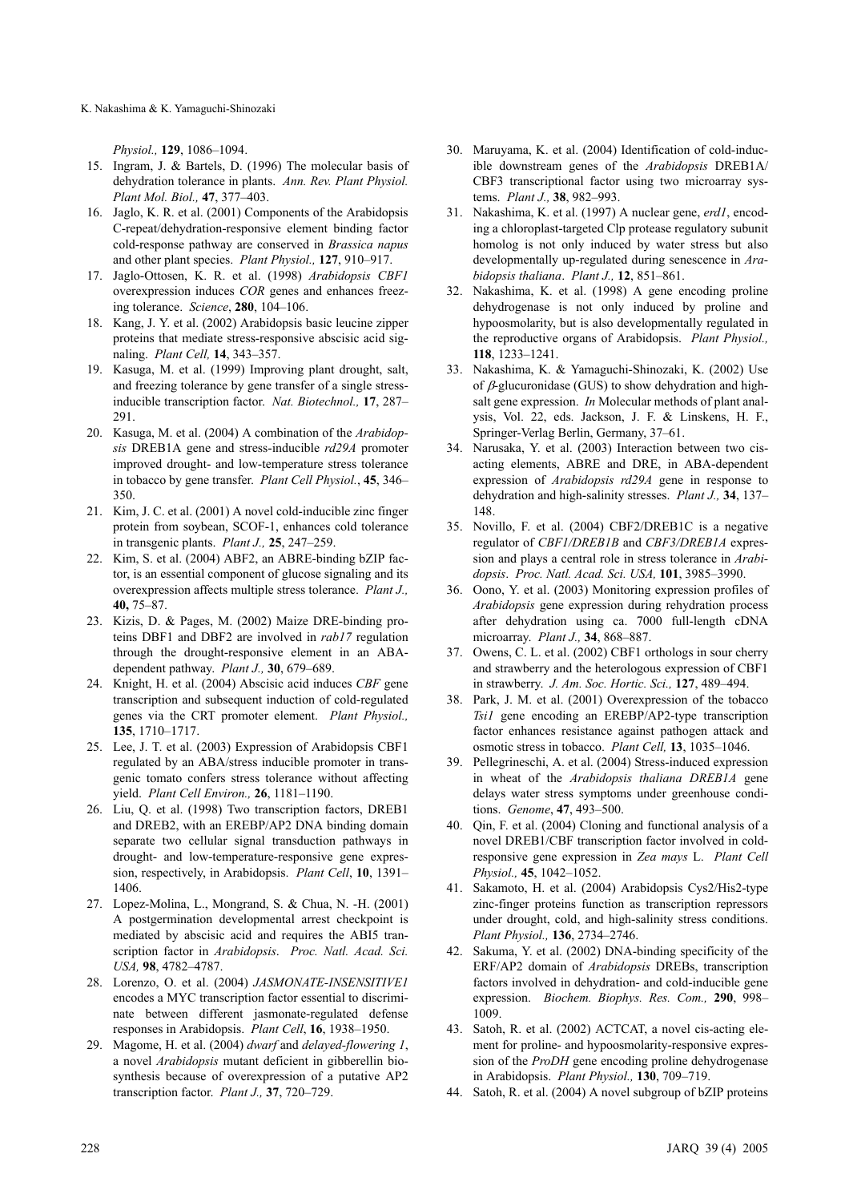*Physiol.,* **129**, 1086–1094.

15. Ingram, J. & Bartels, D. (1996) The molecular basis of dehydration tolerance in plants. *Ann. Rev. Plant Physiol. Plant Mol. Biol.,* **47**, 377–403.
16. Jaglo, K. R. et al. (2001) Components of the Arabidopsis C-repeat/dehydration-responsive element binding factor cold-response pathway are conserved in *Brassica napus* and other plant species. *Plant Physiol.,* **127**, 910–917.
17. Jaglo-Ottosen, K. R. et al. (1998) *Arabidopsis CBF1* overexpression induces *COR* genes and enhances freezing tolerance. *Science*, **280**, 104–106.
18. Kang, J. Y. et al. (2002) Arabidopsis basic leucine zipper proteins that mediate stress-responsive abscisic acid signaling. *Plant Cell,* **14**, 343–357.
19. Kasuga, M. et al. (1999) Improving plant drought, salt, and freezing tolerance by gene transfer of a single stress-inducible transcription factor. *Nat. Biotechnol.,* **17**, 287–291.
20. Kasuga, M. et al. (2004) A combination of the *Arabidopsis* DREB1A gene and stress-inducible *rd29A* promoter improved drought- and low-temperature stress tolerance in tobacco by gene transfer. *Plant Cell Physiol.*, **45**, 346–350.
21. Kim, J. C. et al. (2001) A novel cold-inducible zinc finger protein from soybean, SCOF-1, enhances cold tolerance in transgenic plants. *Plant J.,* **25**, 247–259.
22. Kim, S. et al. (2004) ABF2, an ABRE-binding bZIP factor, is an essential component of glucose signaling and its overexpression affects multiple stress tolerance. *Plant J.,* **40,** 75–87.
23. Kizis, D. & Pages, M. (2002) Maize DRE-binding proteins DBF1 and DBF2 are involved in *rab17* regulation through the drought-responsive element in an ABA-dependent pathway. *Plant J.,* **30**, 679–689.
24. Knight, H. et al. (2004) Abscisic acid induces *CBF* gene transcription and subsequent induction of cold-regulated genes via the CRT promoter element. *Plant Physiol.,* **135**, 1710–1717.
25. Lee, J. T. et al. (2003) Expression of Arabidopsis CBF1 regulated by an ABA/stress inducible promoter in transgenic tomato confers stress tolerance without affecting yield. *Plant Cell Environ.,* **26**, 1181–1190.
26. Liu, Q. et al. (1998) Two transcription factors, DREB1 and DREB2, with an EREBP/AP2 DNA binding domain separate two cellular signal transduction pathways in drought- and low-temperature-responsive gene expression, respectively, in Arabidopsis. *Plant Cell*, **10**, 1391–1406.
27. Lopez-Molina, L., Mongrand, S. & Chua, N. -H. (2001) A postgermination developmental arrest checkpoint is mediated by abscisic acid and requires the ABI5 transcription factor in *Arabidopsis*. *Proc. Natl. Acad. Sci. USA,* **98**, 4782–4787.
28. Lorenzo, O. et al. (2004) *JASMONATE-INSENSITIVE1* encodes a MYC transcription factor essential to discriminate between different jasmonate-regulated defense responses in Arabidopsis. *Plant Cell*, **16**, 1938–1950.
29. Magome, H. et al. (2004) *dwarf* and *delayed-flowering 1*, a novel *Arabidopsis* mutant deficient in gibberellin biosynthesis because of overexpression of a putative AP2 transcription factor. *Plant J.,* **37**, 720–729.
30. Maruyama, K. et al. (2004) Identification of cold-inducible downstream genes of the *Arabidopsis* DREB1A/CBF3 transcriptional factor using two microarray systems. *Plant J.,* **38**, 982–993.
31. Nakashima, K. et al. (1997) A nuclear gene, *erd1*, encoding a chloroplast-targeted Clp protease regulatory subunit homolog is not only induced by water stress but also developmentally up-regulated during senescence in *Arabidopsis thaliana*. *Plant J.,* **12**, 851–861.
32. Nakashima, K. et al. (1998) A gene encoding proline dehydrogenase is not only induced by proline and hypoosmolarity, but is also developmentally regulated in the reproductive organs of Arabidopsis. *Plant Physiol.,* **118**, 1233–1241.
33. Nakashima, K. & Yamaguchi-Shinozaki, K. (2002) Use of $\beta$-glucuronidase (GUS) to show dehydration and high-salt gene expression. *In* Molecular methods of plant analysis, Vol. 22, eds. Jackson, J. F. & Linskens, H. F., Springer-Verlag Berlin, Germany, 37–61.
34. Narusaka, Y. et al. (2003) Interaction between two cis-acting elements, ABRE and DRE, in ABA-dependent expression of *Arabidopsis rd29A* gene in response to dehydration and high-salinity stresses. *Plant J.,* **34**, 137–148.
35. Novillo, F. et al. (2004) CBF2/DREB1C is a negative regulator of *CBF1/DREB1B* and *CBF3/DREB1A* expression and plays a central role in stress tolerance in *Arabidopsis*. *Proc. Natl. Acad. Sci. USA,* **101**, 3985–3990.
36. Oono, Y. et al. (2003) Monitoring expression profiles of *Arabidopsis* gene expression during rehydration process after dehydration using ca. 7000 full-length cDNA microarray. *Plant J.,* **34**, 868–887.
37. Owens, C. L. et al. (2002) CBF1 orthologs in sour cherry and strawberry and the heterologous expression of CBF1 in strawberry. *J. Am. Soc. Hortic. Sci.,* **127**, 489–494.
38. Park, J. M. et al. (2001) Overexpression of the tobacco *Tsi1* gene encoding an EREBP/AP2-type transcription factor enhances resistance against pathogen attack and osmotic stress in tobacco. *Plant Cell,* **13**, 1035–1046.
39. Pellegrineschi, A. et al. (2004) Stress-induced expression in wheat of the *Arabidopsis thaliana DREB1A* gene delays water stress symptoms under greenhouse conditions. *Genome*, **47**, 493–500.
40. Qin, F. et al. (2004) Cloning and functional analysis of a novel DREB1/CBF transcription factor involved in cold-responsive gene expression in *Zea mays* L. *Plant Cell Physiol.,* **45**, 1042–1052.
41. Sakamoto, H. et al. (2004) Arabidopsis Cys2/His2-type zinc-finger proteins function as transcription repressors under drought, cold, and high-salinity stress conditions. *Plant Physiol.,* **136**, 2734–2746.
42. Sakuma, Y. et al. (2002) DNA-binding specificity of the ERF/AP2 domain of *Arabidopsis* DREBs, transcription factors involved in dehydration- and cold-inducible gene expression. *Biochem. Biophys. Res. Com.,* **290**, 998–1009.
43. Satoh, R. et al. (2002) ACTCAT, a novel cis-acting element for proline- and hypoosmolarity-responsive expression of the *ProDH* gene encoding proline dehydrogenase in Arabidopsis. *Plant Physiol.,* **130**, 709–719.
44. Satoh, R. et al. (2004) A novel subgroup of bZIP proteins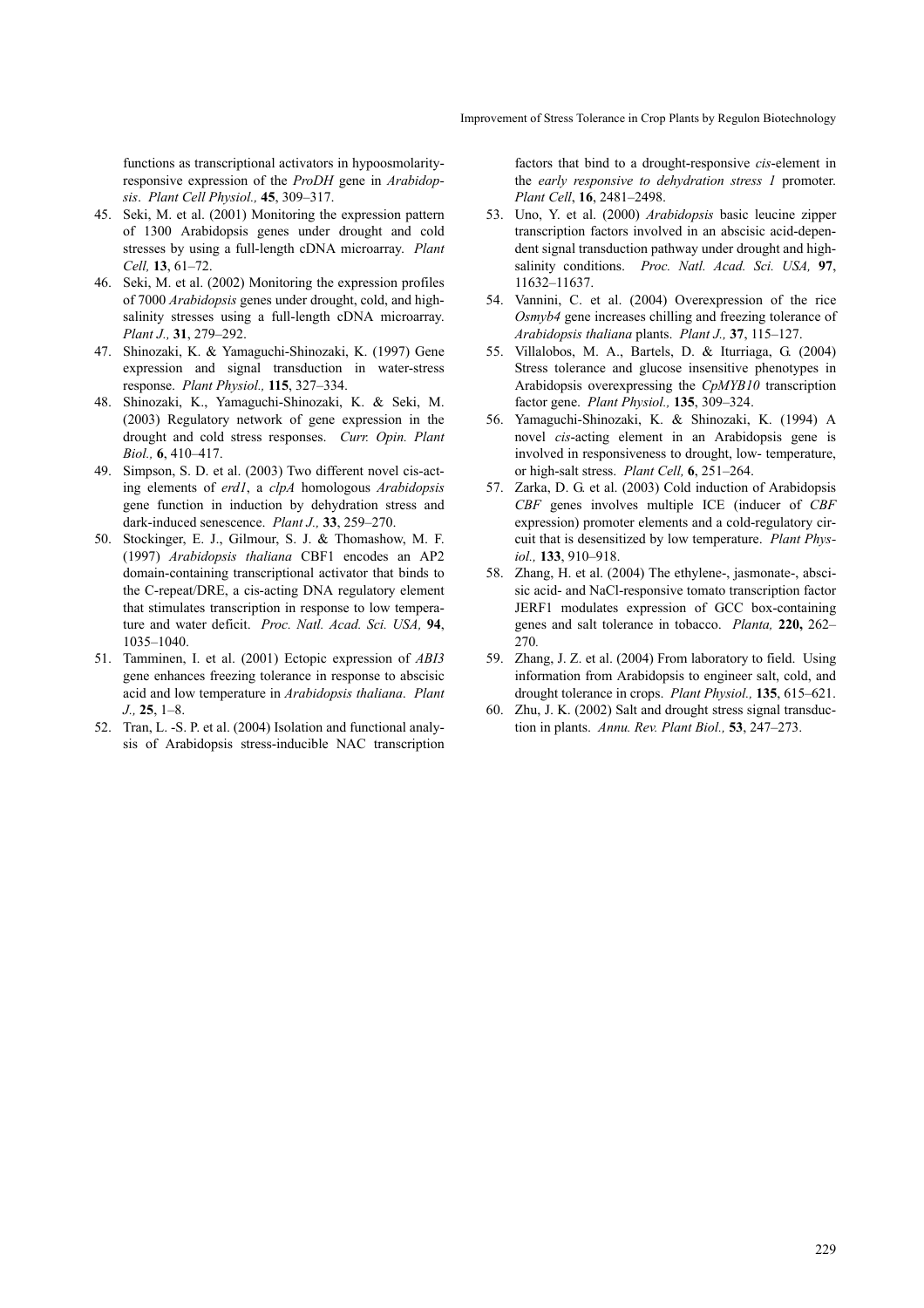functions as transcriptional activators in hypoosmolarity-responsive expression of the *ProDH* gene in *Arabidopsis*. *Plant Cell Physiol.,* **45**, 309–317.

45. Seki, M. et al. (2001) Monitoring the expression pattern of 1300 Arabidopsis genes under drought and cold stresses by using a full-length cDNA microarray. *Plant Cell,* **13**, 61–72.
46. Seki, M. et al. (2002) Monitoring the expression profiles of 7000 *Arabidopsis* genes under drought, cold, and high-salinity stresses using a full-length cDNA microarray. *Plant J.,* **31**, 279–292.
47. Shinozaki, K. & Yamaguchi-Shinozaki, K. (1997) Gene expression and signal transduction in water-stress response. *Plant Physiol.,* **115**, 327–334.
48. Shinozaki, K., Yamaguchi-Shinozaki, K. & Seki, M. (2003) Regulatory network of gene expression in the drought and cold stress responses. *Curr. Opin. Plant Biol.,* **6**, 410–417.
49. Simpson, S. D. et al. (2003) Two different novel cis-acting elements of *erd1*, a *clpA* homologous *Arabidopsis* gene function in induction by dehydration stress and dark-induced senescence. *Plant J.,* **33**, 259–270.
50. Stockinger, E. J., Gilmour, S. J. & Thomashow, M. F. (1997) *Arabidopsis thaliana* CBF1 encodes an AP2 domain-containing transcriptional activator that binds to the C-repeat/DRE, a cis-acting DNA regulatory element that stimulates transcription in response to low temperature and water deficit. *Proc. Natl. Acad. Sci. USA,* **94**, 1035–1040.
51. Tamminen, I. et al. (2001) Ectopic expression of *ABI3* gene enhances freezing tolerance in response to abscisic acid and low temperature in *Arabidopsis thaliana*. *Plant J.,* **25**, 1–8.
52. Tran, L. -S. P. et al. (2004) Isolation and functional analysis of Arabidopsis stress-inducible NAC transcription factors that bind to a drought-responsive *cis*-element in the *early responsive to dehydration stress 1* promoter. *Plant Cell*, **16**, 2481–2498.
53. Uno, Y. et al. (2000) *Arabidopsis* basic leucine zipper transcription factors involved in an abscisic acid-dependent signal transduction pathway under drought and high-salinity conditions. *Proc. Natl. Acad. Sci. USA,* **97**, 11632–11637.
54. Vannini, C. et al. (2004) Overexpression of the rice *Osmyb4* gene increases chilling and freezing tolerance of *Arabidopsis thaliana* plants. *Plant J.,* **37**, 115–127.
55. Villalobos, M. A., Bartels, D. & Iturriaga, G. (2004) Stress tolerance and glucose insensitive phenotypes in Arabidopsis overexpressing the *CpMYB10* transcription factor gene. *Plant Physiol.,* **135**, 309–324.
56. Yamaguchi-Shinozaki, K. & Shinozaki, K. (1994) A novel *cis*-acting element in an Arabidopsis gene is involved in responsiveness to drought, low- temperature, or high-salt stress. *Plant Cell,* **6**, 251–264.
57. Zarka, D. G. et al. (2003) Cold induction of Arabidopsis *CBF* genes involves multiple ICE (inducer of *CBF* expression) promoter elements and a cold-regulatory circuit that is desensitized by low temperature. *Plant Physiol.,* **133**, 910–918.
58. Zhang, H. et al. (2004) The ethylene-, jasmonate-, abscisic acid- and NaCl-responsive tomato transcription factor JERF1 modulates expression of GCC box-containing genes and salt tolerance in tobacco. *Planta,* **220,** 262–270.
59. Zhang, J. Z. et al. (2004) From laboratory to field. Using information from Arabidopsis to engineer salt, cold, and drought tolerance in crops. *Plant Physiol.,* **135**, 615–621.
60. Zhu, J. K. (2002) Salt and drought stress signal transduction in plants. *Annu. Rev. Plant Biol.,* **53**, 247–273.